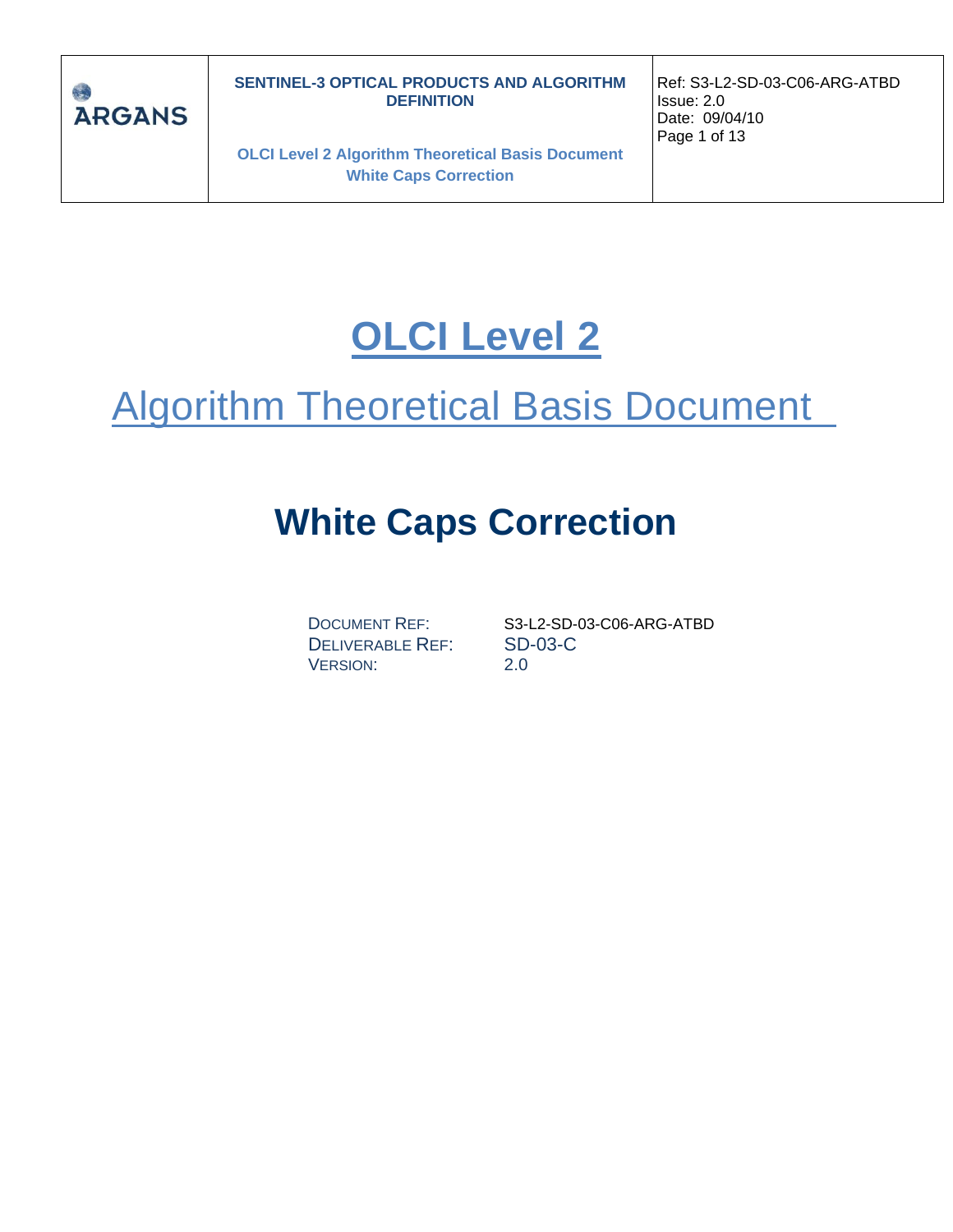# OLCI Level 2

## Algorithm Theoretical Basis Document

# White Caps Correction

| | |
|---|---|
| DOCUMENT REF: | S3-L2-SD-03-C06-ARG-ATBD |
| DELIVERABLE REF: | SD-03-C |
| VERSION: | 2.0 |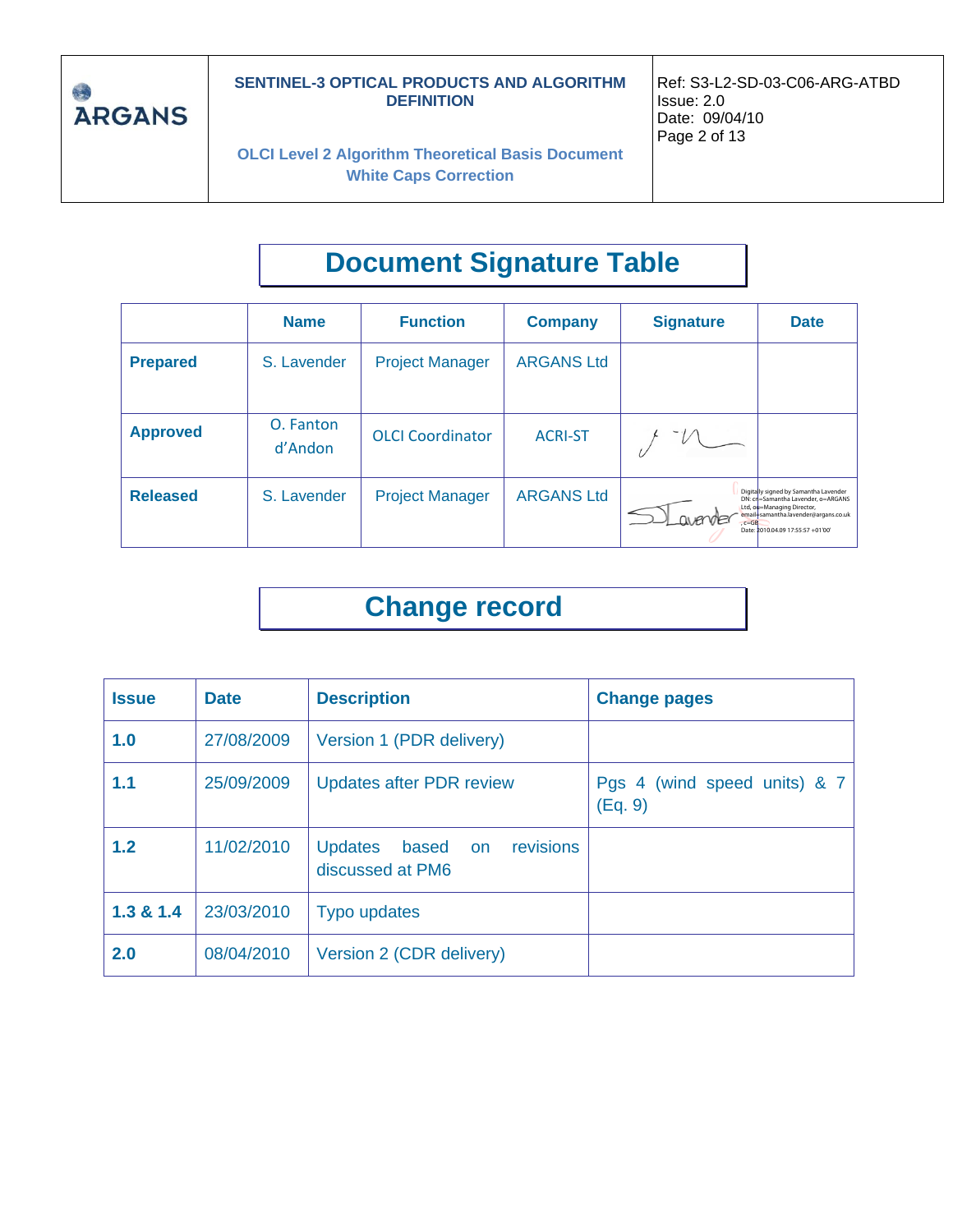# Document Signature Table

| | Name | Function | Company | Signature | Date |
|---|---|---|---|---|---|
| **Prepared** | S. Lavender | Project Manager | ARGANS Ltd | | |
| **Approved** | O. Fanton d'Andon | OLCI Coordinator | ACRI-ST | | |
| **Released** | S. Lavender | Project Manager | ARGANS Ltd | Digitally signed by Samantha Lavender DN: cn=Samantha Lavender, o=ARGANS Ltd, ou=Managing Director, email=samantha.lavender@argans.co.uk, c=GB Date: 2010.04.09 17:55:57 +01'00' | |

# Change record

| Issue | Date | Description | Change pages |
|---|---|---|---|
| **1.0** | 27/08/2009 | Version 1 (PDR delivery) | |
| **1.1** | 25/09/2009 | Updates after PDR review | Pgs 4 (wind speed units) & 7 (Eq. 9) |
| **1.2** | 11/02/2010 | Updates based on revisions discussed at PM6 | |
| **1.3 & 1.4** | 23/03/2010 | Typo updates | |
| **2.0** | 08/04/2010 | Version 2 (CDR delivery) | |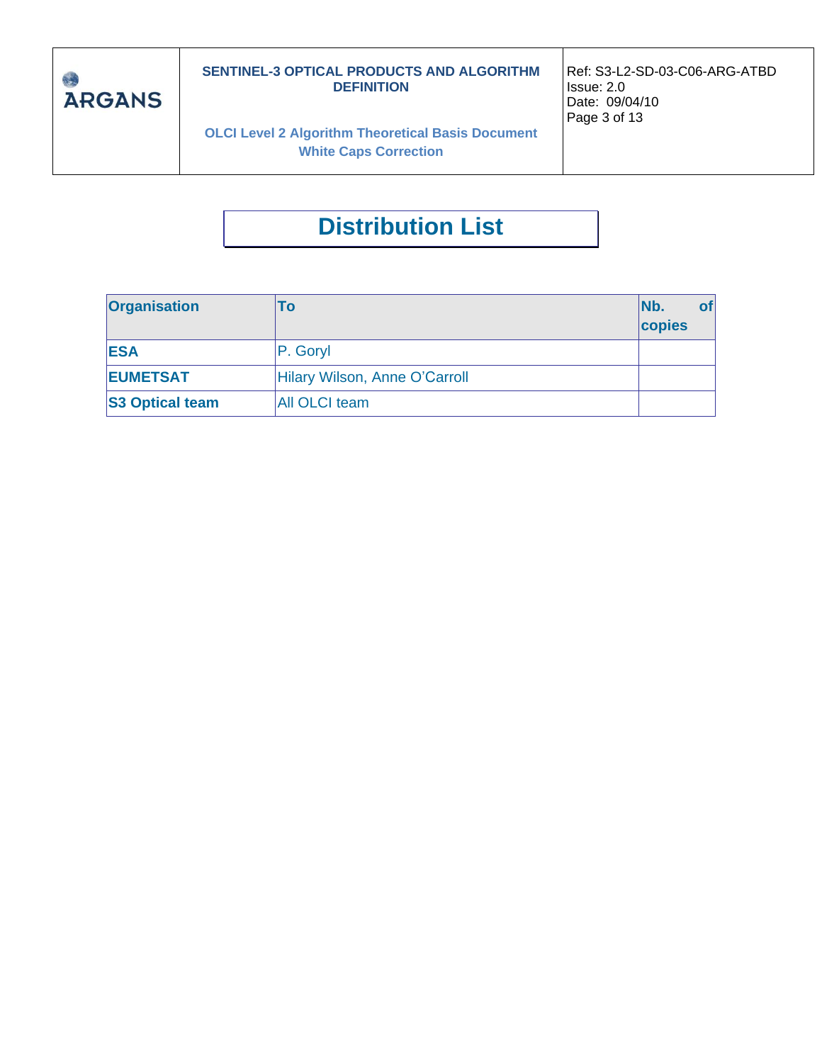# Distribution List

| Organisation | To | Nb. of copies |
|---|---|---|
| **ESA** | P. Goryl | |
| **EUMETSAT** | Hilary Wilson, Anne O'Carroll | |
| **S3 Optical team** | All OLCI team | |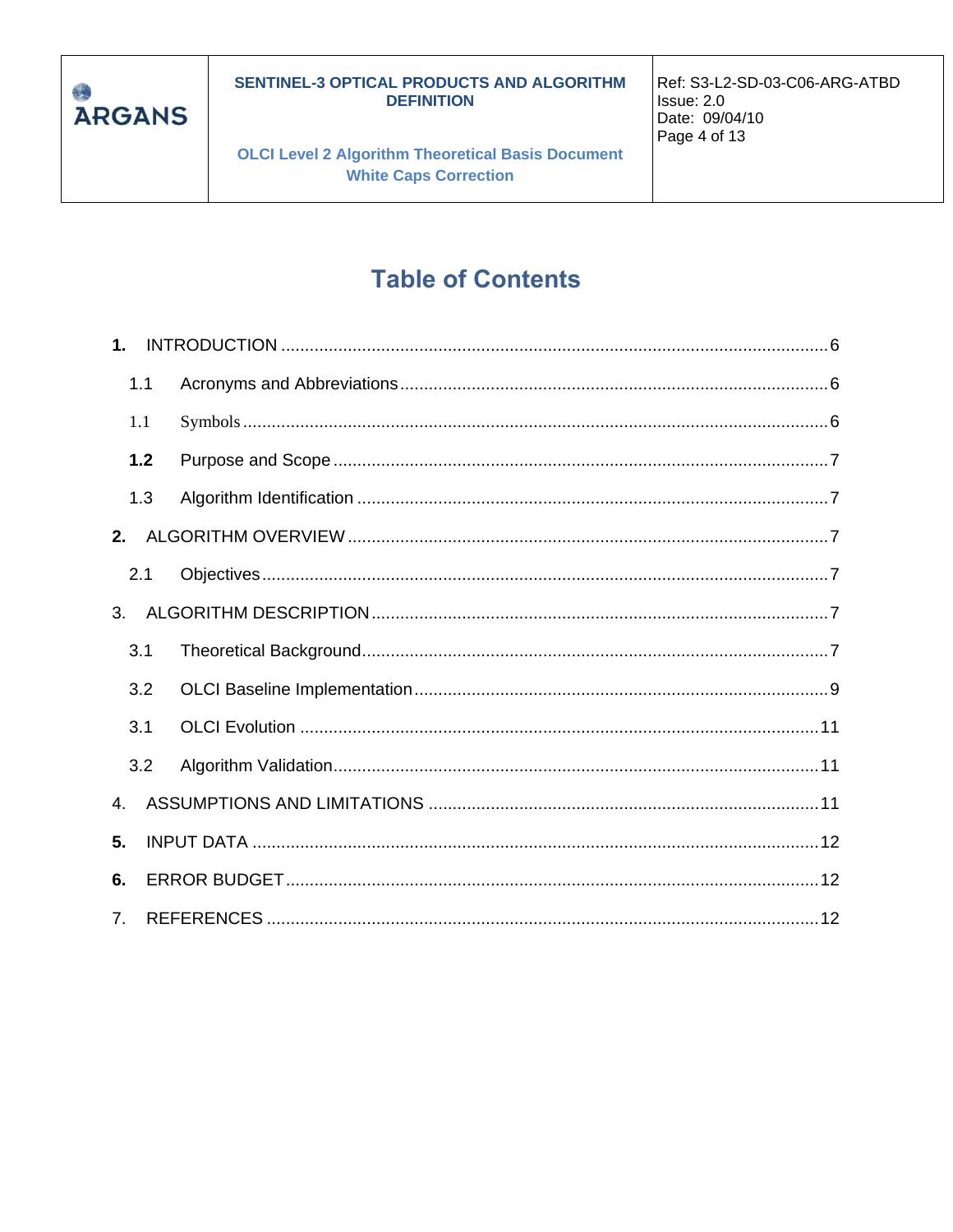# Table of Contents

1. INTRODUCTION .......... 6
   - 1.1 Acronyms and Abbreviations .......... 6
   - 1.1 Symbols .......... 6
   - **1.2** Purpose and Scope .......... 7
   - 1.3 Algorithm Identification .......... 7
2. ALGORITHM OVERVIEW .......... 7
   - 2.1 Objectives .......... 7
3. ALGORITHM DESCRIPTION .......... 7
   - 3.1 Theoretical Background .......... 7
   - 3.2 OLCI Baseline Implementation .......... 9
   - 3.1 OLCI Evolution .......... 11
   - 3.2 Algorithm Validation .......... 11
4. ASSUMPTIONS AND LIMITATIONS .......... 11
5. INPUT DATA .......... 12
6. ERROR BUDGET .......... 12
7. REFERENCES .......... 12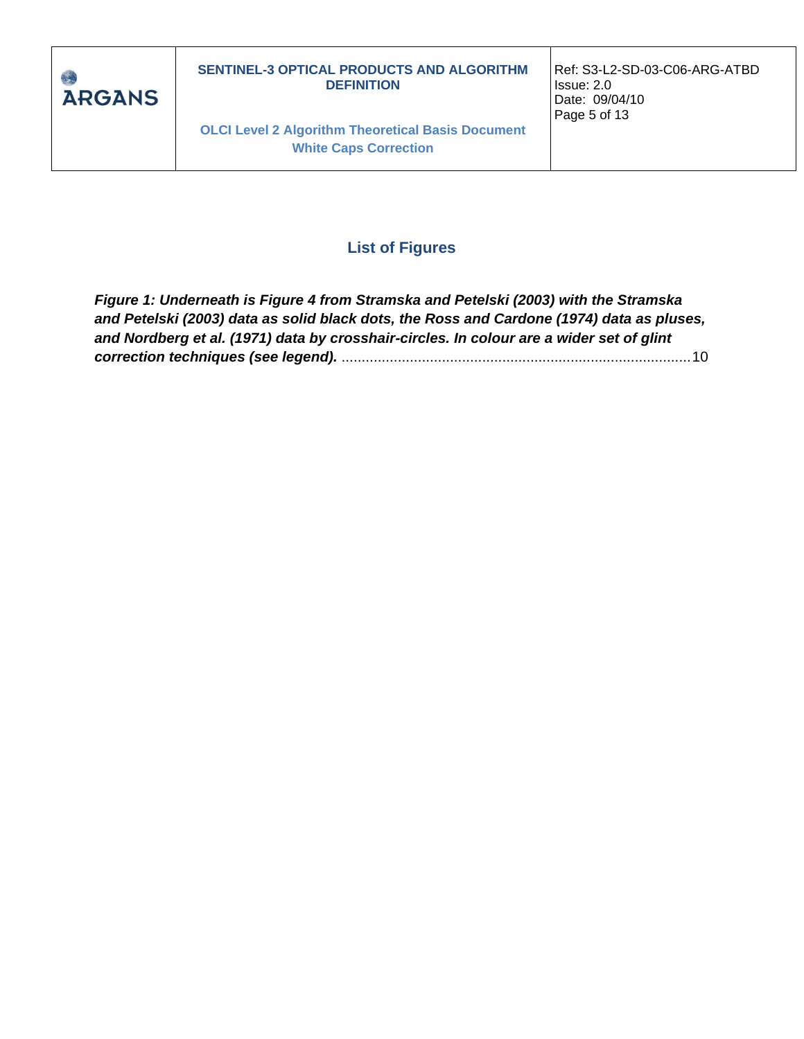## List of Figures

***Figure 1: Underneath is Figure 4 from Stramska and Petelski (2003) with the Stramska and Petelski (2003) data as solid black dots, the Ross and Cardone (1974) data as pluses, and Nordberg et al. (1971) data by crosshair-circles. In colour are a wider set of glint correction techniques (see legend).*** ....................................................................................... 10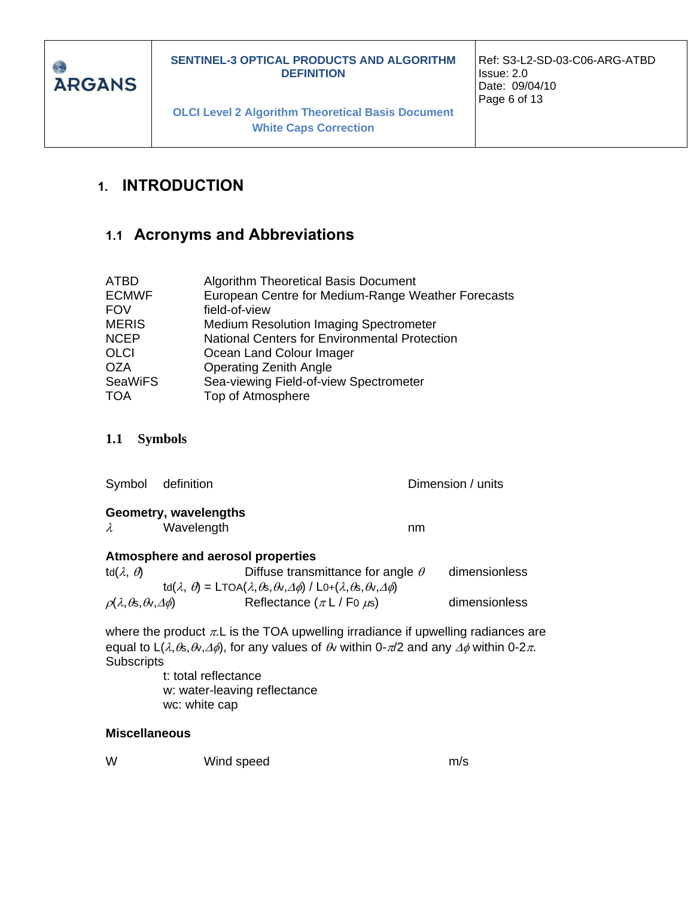# 1. INTRODUCTION

## 1.1 Acronyms and Abbreviations

| | |
|---|---|
| ATBD | Algorithm Theoretical Basis Document |
| ECMWF | European Centre for Medium-Range Weather Forecasts |
| FOV | field-of-view |
| MERIS | Medium Resolution Imaging Spectrometer |
| NCEP | National Centers for Environmental Protection |
| OLCI | Ocean Land Colour Imager |
| OZA | Operating Zenith Angle |
| SeaWiFS | Sea-viewing Field-of-view Spectrometer |
| TOA | Top of Atmosphere |

## 1.1 Symbols

| Symbol | definition | Dimension / units |
|---|---|---|
| **Geometry, wavelengths** | | |
| $\lambda$ | Wavelength | nm |
| **Atmosphere and aerosol properties** | | |
| $t_d(\lambda, \theta)$ | Diffuse transmittance for angle $\theta$ <br> $t_d(\lambda, \theta) = L_{TOA}(\lambda,\theta_s,\theta_v,\Delta\phi) / L_{0+}(\lambda,\theta_s,\theta_v,\Delta\phi)$ | dimensionless |
| $\rho(\lambda,\theta_s,\theta_v,\Delta\phi)$ | Reflectance ($\pi$ L / $F_0$ $\mu_s$) | dimensionless |

where the product $\pi$.L is the TOA upwelling irradiance if upwelling radiances are equal to L($\lambda,\theta_s,\theta_v,\Delta\phi$), for any values of $\theta_v$ within 0-$\pi$/2 and any $\Delta\phi$ within 0-2$\pi$.

Subscripts

- t: total reflectance
- w: water-leaving reflectance
- wc: white cap

**Miscellaneous**

| | | |
|---|---|---|
| W | Wind speed | m/s |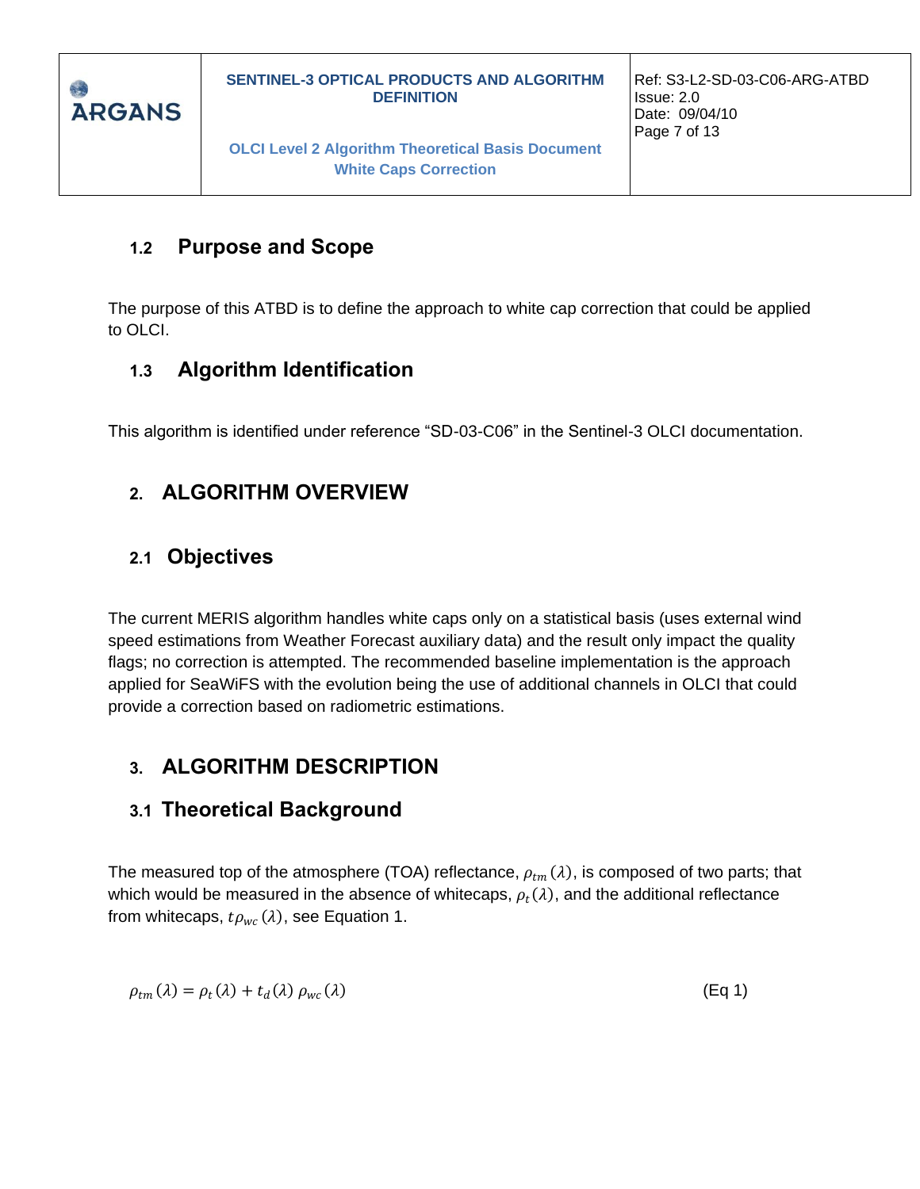### 1.2 Purpose and Scope

The purpose of this ATBD is to define the approach to white cap correction that could be applied to OLCI.

### 1.3 Algorithm Identification

This algorithm is identified under reference “SD-03-C06” in the Sentinel-3 OLCI documentation.

## 2. ALGORITHM OVERVIEW

### 2.1 Objectives

The current MERIS algorithm handles white caps only on a statistical basis (uses external wind speed estimations from Weather Forecast auxiliary data) and the result only impact the quality flags; no correction is attempted. The recommended baseline implementation is the approach applied for SeaWiFS with the evolution being the use of additional channels in OLCI that could provide a correction based on radiometric estimations.

## 3. ALGORITHM DESCRIPTION

### 3.1 Theoretical Background

The measured top of the atmosphere (TOA) reflectance, $\rho_{tm}(\lambda)$, is composed of two parts; that which would be measured in the absence of whitecaps, $\rho_t(\lambda)$, and the additional reflectance from whitecaps, $t\rho_{wc}(\lambda)$, see Equation 1.

$$\rho_{tm}(\lambda) = \rho_t(\lambda) + t_d(\lambda)\,\rho_{wc}(\lambda) \qquad \text{(Eq 1)}$$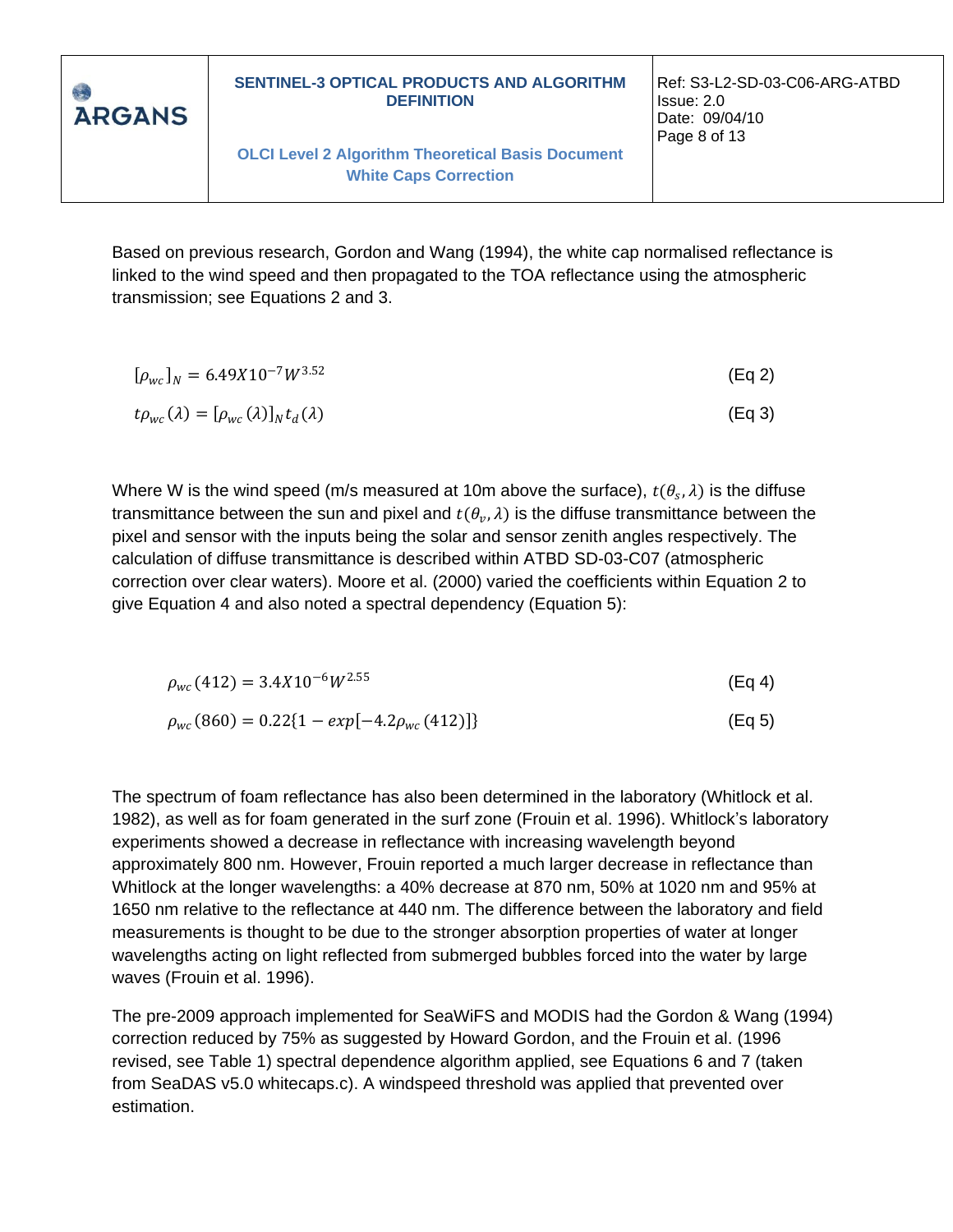Based on previous research, Gordon and Wang (1994), the white cap normalised reflectance is linked to the wind speed and then propagated to the TOA reflectance using the atmospheric transmission; see Equations 2 and 3.

$$[\rho_{wc}]_N = 6.49X10^{-7}W^{3.52} \tag{Eq 2}$$

$$t\rho_{wc}(\lambda) = [\rho_{wc}(\lambda)]_N t_d(\lambda) \tag{Eq 3}$$

Where W is the wind speed (m/s measured at 10m above the surface), $t(\theta_s, \lambda)$ is the diffuse transmittance between the sun and pixel and $t(\theta_v, \lambda)$ is the diffuse transmittance between the pixel and sensor with the inputs being the solar and sensor zenith angles respectively. The calculation of diffuse transmittance is described within ATBD SD-03-C07 (atmospheric correction over clear waters). Moore et al. (2000) varied the coefficients within Equation 2 to give Equation 4 and also noted a spectral dependency (Equation 5):

$$\rho_{wc}(412) = 3.4X10^{-6}W^{2.55} \tag{Eq 4}$$

$$\rho_{wc}(860) = 0.22\{1 - exp[-4.2\rho_{wc}(412)]\} \tag{Eq 5}$$

The spectrum of foam reflectance has also been determined in the laboratory (Whitlock et al. 1982), as well as for foam generated in the surf zone (Frouin et al. 1996). Whitlock's laboratory experiments showed a decrease in reflectance with increasing wavelength beyond approximately 800 nm. However, Frouin reported a much larger decrease in reflectance than Whitlock at the longer wavelengths: a 40% decrease at 870 nm, 50% at 1020 nm and 95% at 1650 nm relative to the reflectance at 440 nm. The difference between the laboratory and field measurements is thought to be due to the stronger absorption properties of water at longer wavelengths acting on light reflected from submerged bubbles forced into the water by large waves (Frouin et al. 1996).

The pre-2009 approach implemented for SeaWiFS and MODIS had the Gordon & Wang (1994) correction reduced by 75% as suggested by Howard Gordon, and the Frouin et al. (1996 revised, see Table 1) spectral dependence algorithm applied, see Equations 6 and 7 (taken from SeaDAS v5.0 whitecaps.c). A windspeed threshold was applied that prevented over estimation.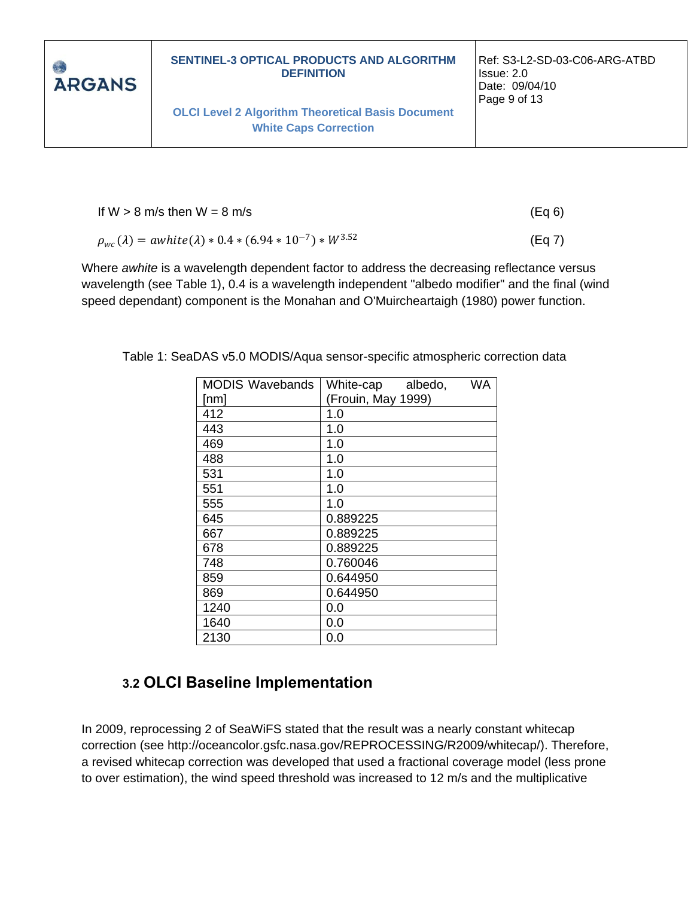If W > 8 m/s then W = 8 m/s (Eq 6)

$$\rho_{wc}(\lambda) = awhite(\lambda) * 0.4 * (6.94 * 10^{-7}) * W^{3.52} \quad \text{(Eq 7)}$$

Where *awhite* is a wavelength dependent factor to address the decreasing reflectance versus wavelength (see Table 1), 0.4 is a wavelength independent "albedo modifier" and the final (wind speed dependant) component is the Monahan and O'Muircheartaigh (1980) power function.

Table 1: SeaDAS v5.0 MODIS/Aqua sensor-specific atmospheric correction data

| MODIS Wavebands [nm] | White-cap albedo, WA (Frouin, May 1999) |
|---|---|
| 412 | 1.0 |
| 443 | 1.0 |
| 469 | 1.0 |
| 488 | 1.0 |
| 531 | 1.0 |
| 551 | 1.0 |
| 555 | 1.0 |
| 645 | 0.889225 |
| 667 | 0.889225 |
| 678 | 0.889225 |
| 748 | 0.760046 |
| 859 | 0.644950 |
| 869 | 0.644950 |
| 1240 | 0.0 |
| 1640 | 0.0 |
| 2130 | 0.0 |

### 3.2 OLCI Baseline Implementation

In 2009, reprocessing 2 of SeaWiFS stated that the result was a nearly constant whitecap correction (see http://oceancolor.gsfc.nasa.gov/REPROCESSING/R2009/whitecap/). Therefore, a revised whitecap correction was developed that used a fractional coverage model (less prone to over estimation), the wind speed threshold was increased to 12 m/s and the multiplicative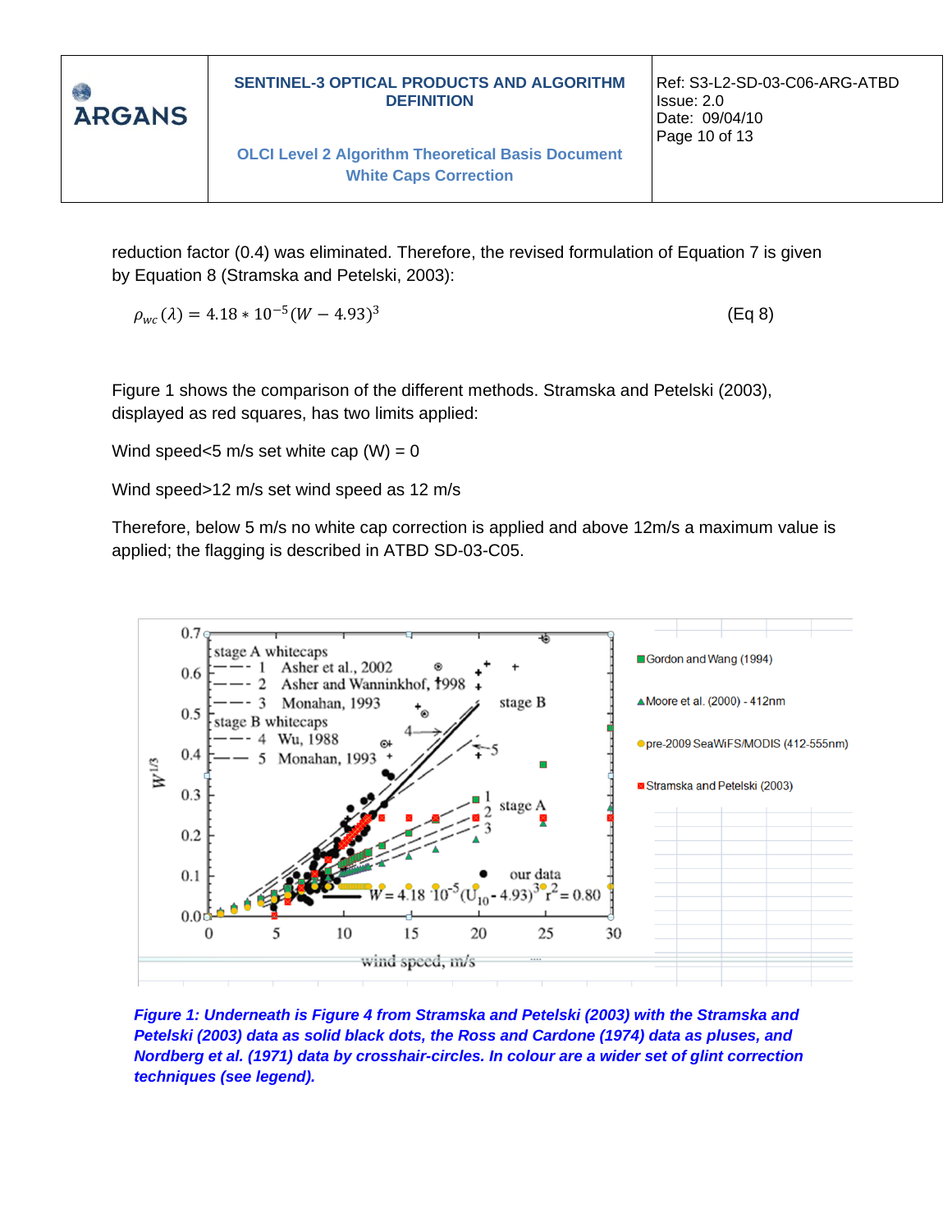reduction factor (0.4) was eliminated. Therefore, the revised formulation of Equation 7 is given by Equation 8 (Stramska and Petelski, 2003):

$$\rho_{wc}(\lambda) = 4.18 * 10^{-5}(W - 4.93)^3 \quad \text{(Eq 8)}$$

Figure 1 shows the comparison of the different methods. Stramska and Petelski (2003), displayed as red squares, has two limits applied:

Wind speed<5 m/s set white cap (W) = 0

Wind speed>12 m/s set wind speed as 12 m/s

Therefore, below 5 m/s no white cap correction is applied and above 12m/s a maximum value is applied; the flagging is described in ATBD SD-03-C05.

***Figure 1: Underneath is Figure 4 from Stramska and Petelski (2003) with the Stramska and Petelski (2003) data as solid black dots, the Ross and Cardone (1974) data as pluses, and Nordberg et al. (1971) data by crosshair-circles. In colour are a wider set of glint correction techniques (see legend).***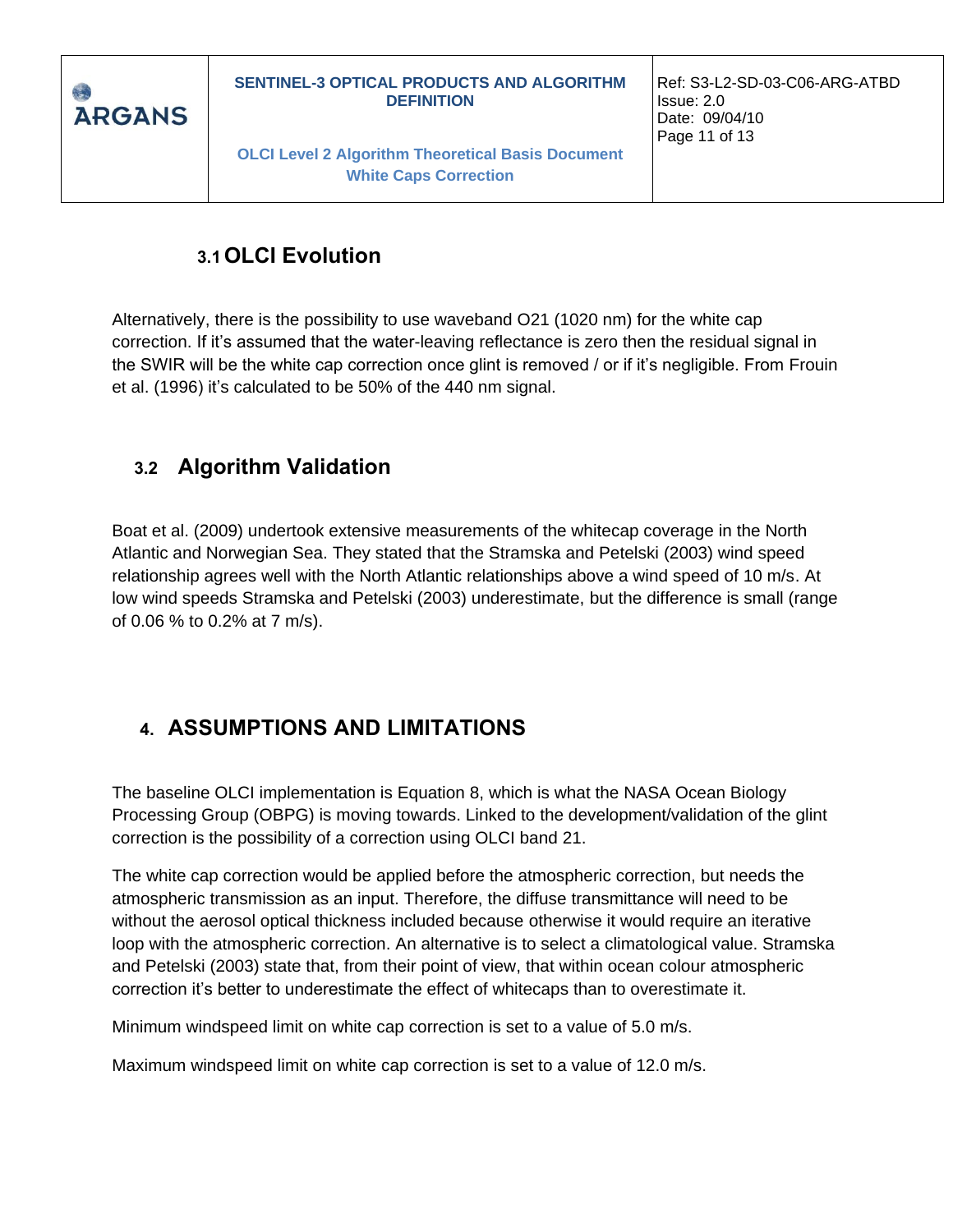### 3.1 OLCI Evolution

Alternatively, there is the possibility to use waveband O21 (1020 nm) for the white cap correction. If it's assumed that the water-leaving reflectance is zero then the residual signal in the SWIR will be the white cap correction once glint is removed / or if it's negligible. From Frouin et al. (1996) it's calculated to be 50% of the 440 nm signal.

### 3.2 Algorithm Validation

Boat et al. (2009) undertook extensive measurements of the whitecap coverage in the North Atlantic and Norwegian Sea. They stated that the Stramska and Petelski (2003) wind speed relationship agrees well with the North Atlantic relationships above a wind speed of 10 m/s. At low wind speeds Stramska and Petelski (2003) underestimate, but the difference is small (range of 0.06 % to 0.2% at 7 m/s).

## 4. ASSUMPTIONS AND LIMITATIONS

The baseline OLCI implementation is Equation 8, which is what the NASA Ocean Biology Processing Group (OBPG) is moving towards. Linked to the development/validation of the glint correction is the possibility of a correction using OLCI band 21.

The white cap correction would be applied before the atmospheric correction, but needs the atmospheric transmission as an input. Therefore, the diffuse transmittance will need to be without the aerosol optical thickness included because otherwise it would require an iterative loop with the atmospheric correction. An alternative is to select a climatological value. Stramska and Petelski (2003) state that, from their point of view, that within ocean colour atmospheric correction it's better to underestimate the effect of whitecaps than to overestimate it.

Minimum windspeed limit on white cap correction is set to a value of 5.0 m/s.

Maximum windspeed limit on white cap correction is set to a value of 12.0 m/s.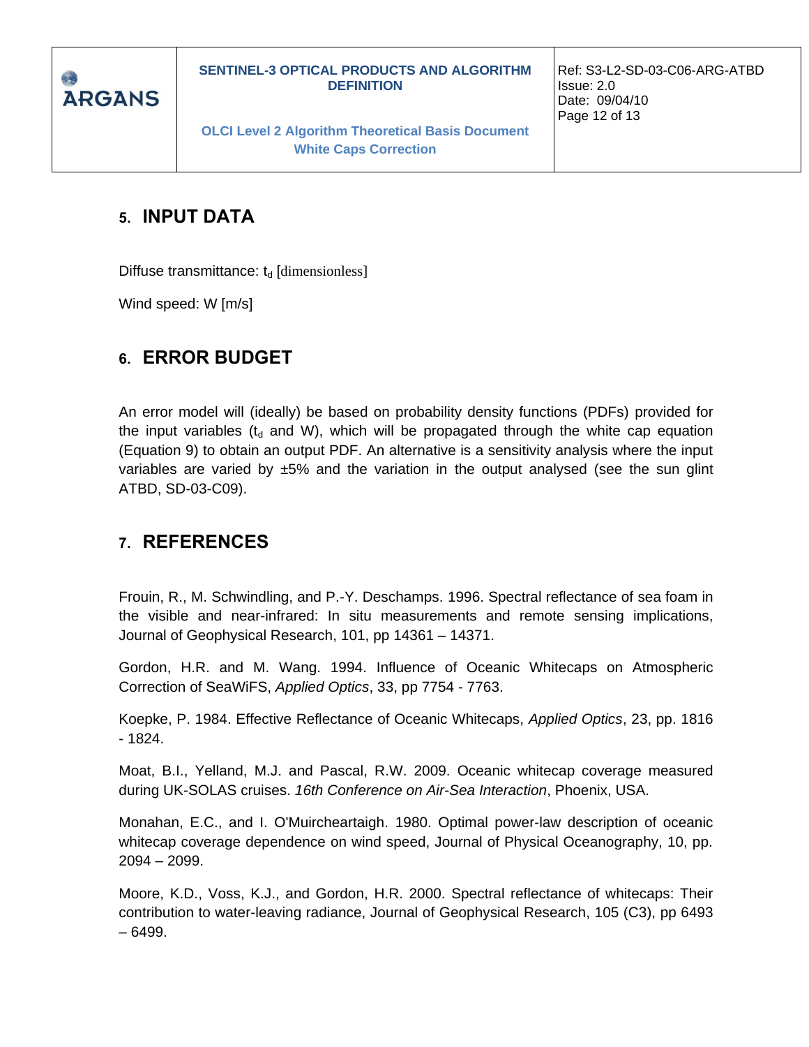## 5. INPUT DATA

Diffuse transmittance: $t_d$ [dimensionless]

Wind speed: W [m/s]

## 6. ERROR BUDGET

An error model will (ideally) be based on probability density functions (PDFs) provided for the input variables ($t_d$ and W), which will be propagated through the white cap equation (Equation 9) to obtain an output PDF. An alternative is a sensitivity analysis where the input variables are varied by ±5% and the variation in the output analysed (see the sun glint ATBD, SD-03-C09).

## 7. REFERENCES

Frouin, R., M. Schwindling, and P.-Y. Deschamps. 1996. Spectral reflectance of sea foam in the visible and near-infrared: In situ measurements and remote sensing implications, Journal of Geophysical Research, 101, pp 14361 – 14371.

Gordon, H.R. and M. Wang. 1994. Influence of Oceanic Whitecaps on Atmospheric Correction of SeaWiFS, *Applied Optics*, 33, pp 7754 - 7763.

Koepke, P. 1984. Effective Reflectance of Oceanic Whitecaps, *Applied Optics*, 23, pp. 1816 - 1824.

Moat, B.I., Yelland, M.J. and Pascal, R.W. 2009. Oceanic whitecap coverage measured during UK-SOLAS cruises. *16th Conference on Air-Sea Interaction*, Phoenix, USA.

Monahan, E.C., and I. O'Muircheartaigh. 1980. Optimal power-law description of oceanic whitecap coverage dependence on wind speed, Journal of Physical Oceanography, 10, pp. 2094 – 2099.

Moore, K.D., Voss, K.J., and Gordon, H.R. 2000. Spectral reflectance of whitecaps: Their contribution to water-leaving radiance, Journal of Geophysical Research, 105 (C3), pp 6493 – 6499.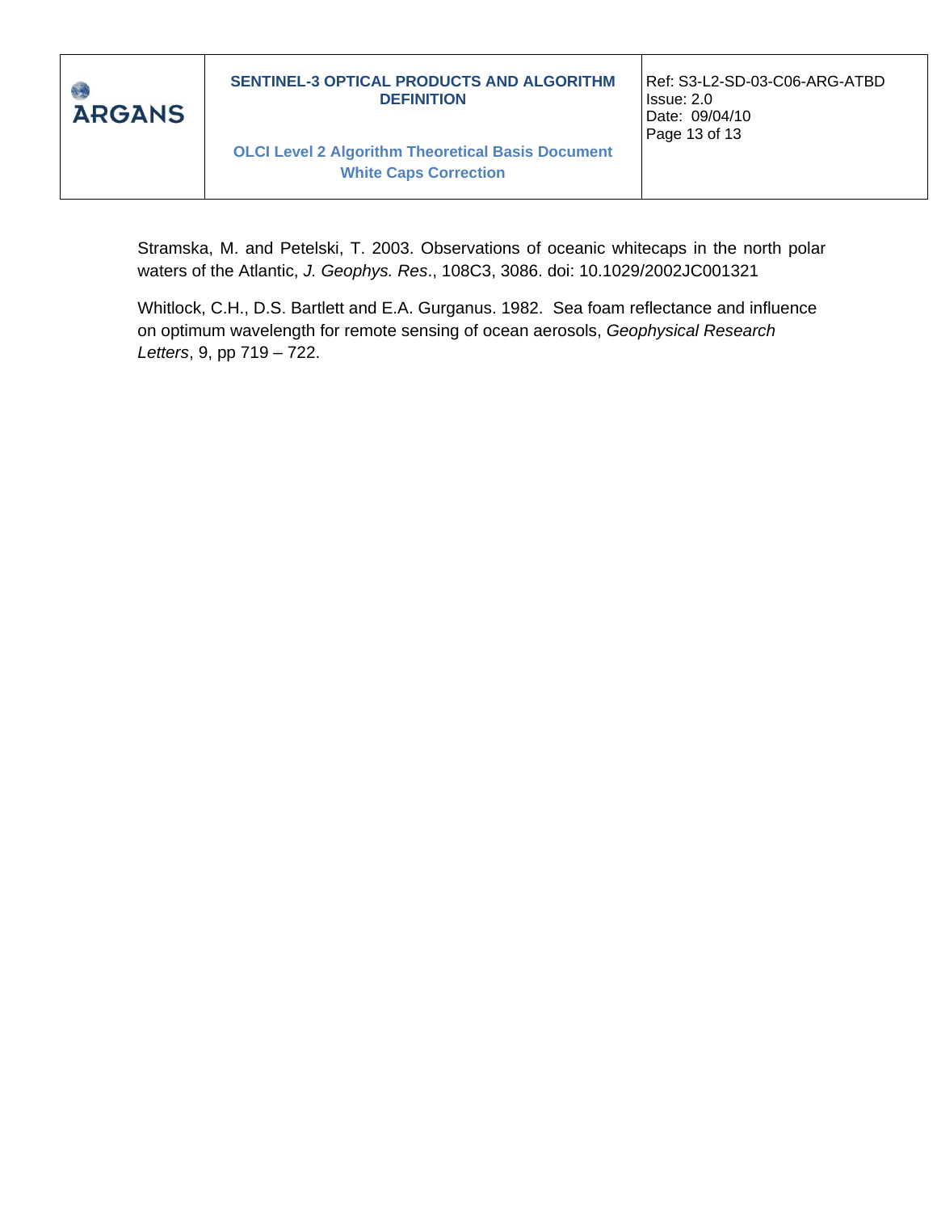Stramska, M. and Petelski, T. 2003. Observations of oceanic whitecaps in the north polar waters of the Atlantic, *J. Geophys. Res*., 108C3, 3086. doi: 10.1029/2002JC001321

Whitlock, C.H., D.S. Bartlett and E.A. Gurganus. 1982. Sea foam reflectance and influence on optimum wavelength for remote sensing of ocean aerosols, *Geophysical Research Letters*, 9, pp 719 – 722.